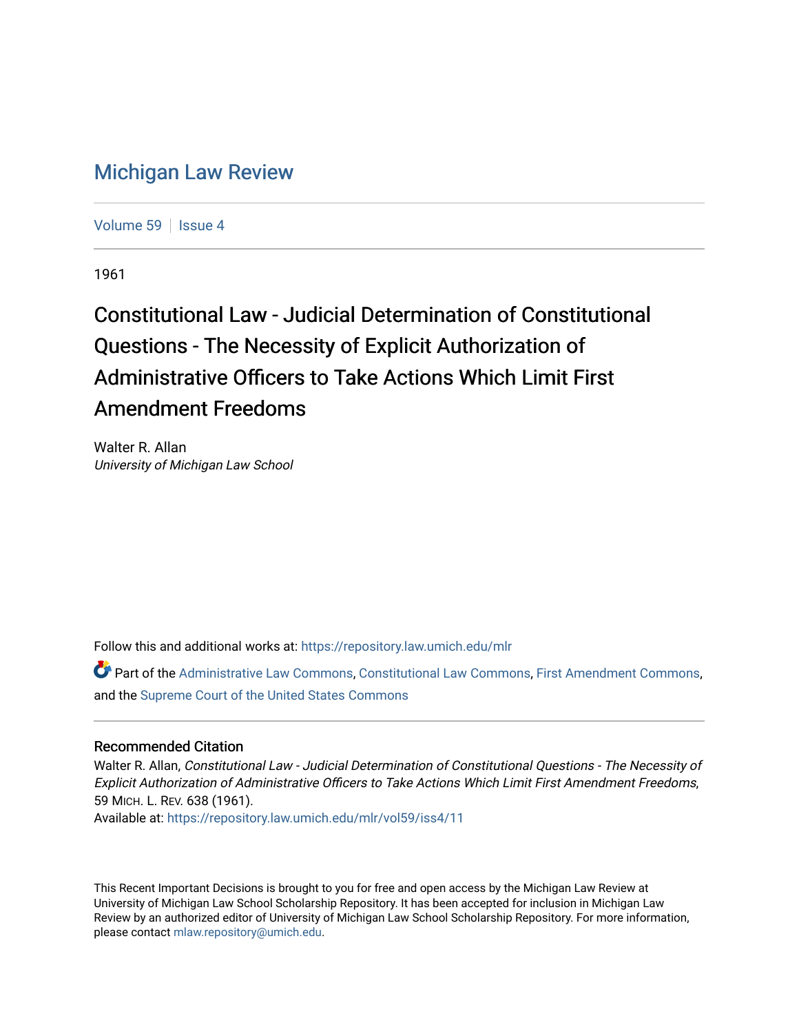# Michigan Law Review

Volume 59 | Issue 4

1961

## Constitutional Law - Judicial Determination of Constitutional Questions - The Necessity of Explicit Authorization of Administrative Officers to Take Actions Which Limit First Amendment Freedoms

Walter R. Allan
*University of Michigan Law School*

Follow this and additional works at: https://repository.law.umich.edu/mlr

Part of the Administrative Law Commons, Constitutional Law Commons, First Amendment Commons, and the Supreme Court of the United States Commons

### Recommended Citation

Walter R. Allan, *Constitutional Law - Judicial Determination of Constitutional Questions - The Necessity of Explicit Authorization of Administrative Officers to Take Actions Which Limit First Amendment Freedoms*, 59 MICH. L. REV. 638 (1961).
Available at: https://repository.law.umich.edu/mlr/vol59/iss4/11

This Recent Important Decisions is brought to you for free and open access by the Michigan Law Review at University of Michigan Law School Scholarship Repository. It has been accepted for inclusion in Michigan Law Review by an authorized editor of University of Michigan Law School Scholarship Repository. For more information, please contact mlaw.repository@umich.edu.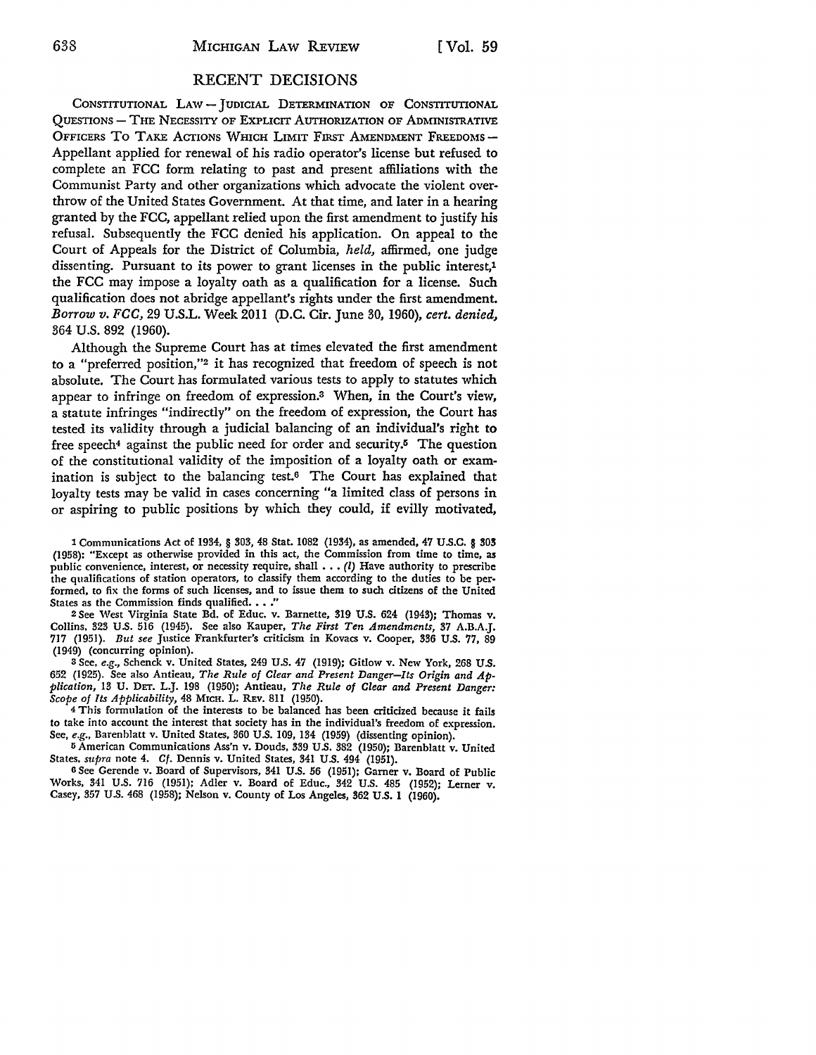## RECENT DECISIONS

CONSTITUTIONAL LAW — JUDICIAL DETERMINATION OF CONSTITUTIONAL QUESTIONS — THE NECESSITY OF EXPLICIT AUTHORIZATION OF ADMINISTRATIVE OFFICERS TO TAKE ACTIONS WHICH LIMIT FIRST AMENDMENT FREEDOMS — Appellant applied for renewal of his radio operator's license but refused to complete an FCC form relating to past and present affiliations with the Communist Party and other organizations which advocate the violent overthrow of the United States Government. At that time, and later in a hearing granted by the FCC, appellant relied upon the first amendment to justify his refusal. Subsequently the FCC denied his application. On appeal to the Court of Appeals for the District of Columbia, *held,* affirmed, one judge dissenting. Pursuant to its power to grant licenses in the public interest,[1] the FCC may impose a loyalty oath as a qualification for a license. Such qualification does not abridge appellant's rights under the first amendment. *Borrow v. FCC,* 29 U.S.L. Week 2011 (D.C. Cir. June 30, 1960), *cert. denied,* 364 U.S. 892 (1960).

Although the Supreme Court has at times elevated the first amendment to a "preferred position,"[2] it has recognized that freedom of speech is not absolute. The Court has formulated various tests to apply to statutes which appear to infringe on freedom of expression.[3] When, in the Court's view, a statute infringes "indirectly" on the freedom of expression, the Court has tested its validity through a judicial balancing of an individual's right to free speech[4] against the public need for order and security.[5] The question of the constitutional validity of the imposition of a loyalty oath or examination is subject to the balancing test.[6] The Court has explained that loyalty tests may be valid in cases concerning "a limited class of persons in or aspiring to public positions by which they could, if evilly motivated,

---

[1] Communications Act of 1934, § 303, 48 Stat. 1082 (1934), as amended, 47 U.S.C. § 303 (1958): "Except as otherwise provided in this act, the Commission from time to time, as public convenience, interest, or necessity require, shall . . . *(l)* Have authority to prescribe the qualifications of station operators, to classify them according to the duties to be performed, to fix the forms of such licenses, and to issue them to such citizens of the United States as the Commission finds qualified. . . ."

[2] See West Virginia State Bd. of Educ. v. Barnette, 319 U.S. 624 (1943); Thomas v. Collins, 323 U.S. 516 (1945). See also Kauper, *The First Ten Amendments,* 37 A.B.A.J. 717 (1951). *But see* Justice Frankfurter's criticism in Kovacs v. Cooper, 336 U.S. 77, 89 (1949) (concurring opinion).

[3] See, *e.g.,* Schenck v. United States, 249 U.S. 47 (1919); Gitlow v. New York, 268 U.S. 652 (1925). See also Antieau, *The Rule of Clear and Present Danger—Its Origin and Application,* 13 U. DET. L.J. 198 (1950); Antieau, *The Rule of Clear and Present Danger: Scope of Its Applicability,* 48 MICH. L. REV. 811 (1950).

[4] This formulation of the interests to be balanced has been criticized because it fails to take into account the interest that society has in the individual's freedom of expression. See, *e.g.,* Barenblatt v. United States, 360 U.S. 109, 134 (1959) (dissenting opinion).

[5] American Communications Ass'n v. Douds, 339 U.S. 382 (1950); Barenblatt v. United States, *supra* note 4. *Cf.* Dennis v. United States, 341 U.S. 494 (1951).

[6] See Gerende v. Board of Supervisors, 341 U.S. 56 (1951); Garner v. Board of Public Works, 341 U.S. 716 (1951); Adler v. Board of Educ., 342 U.S. 485 (1952); Lerner v. Casey, 357 U.S. 468 (1958); Nelson v. County of Los Angeles, 362 U.S. 1 (1960).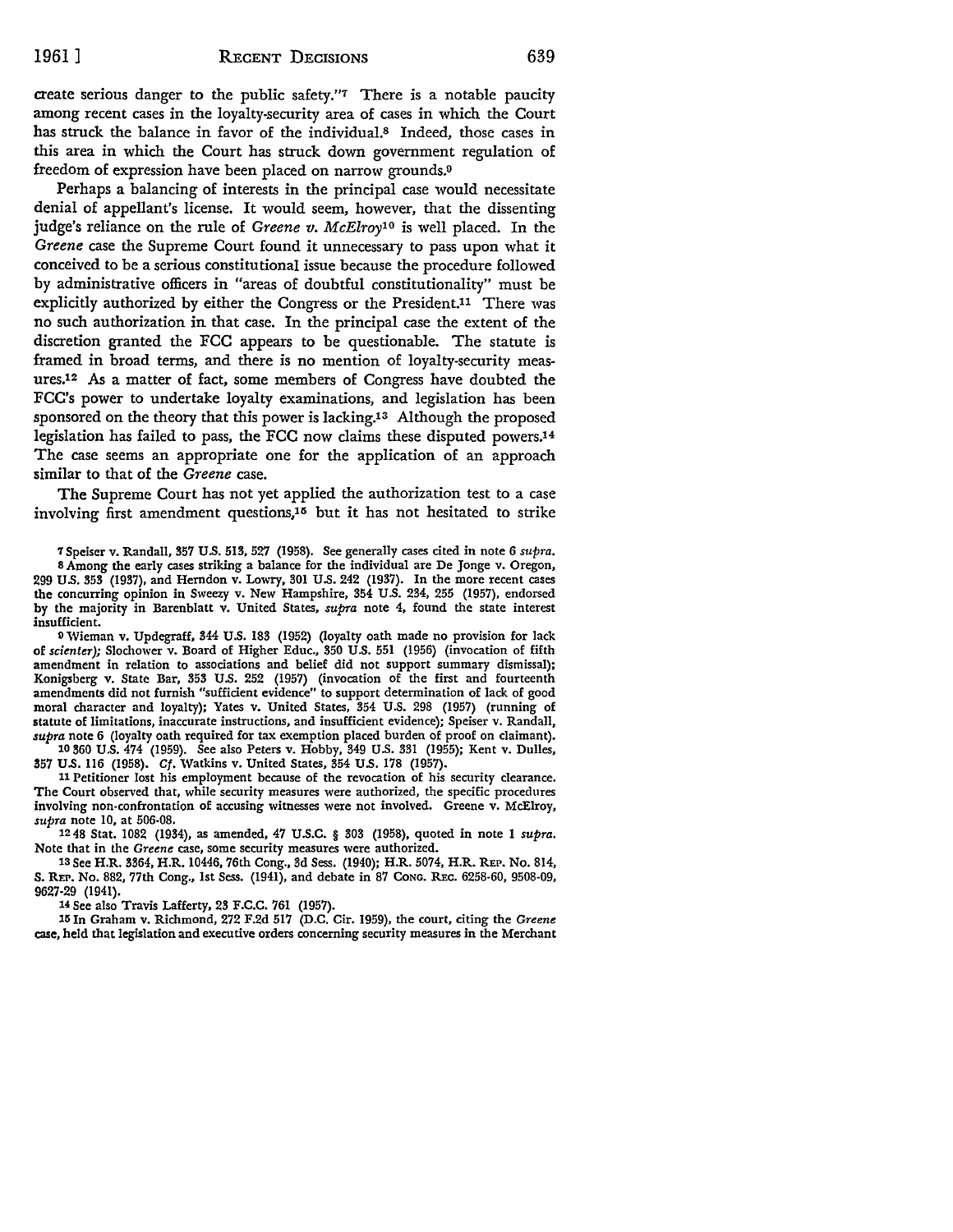create serious danger to the public safety."[7] There is a notable paucity among recent cases in the loyalty-security area of cases in which the Court has struck the balance in favor of the individual.[8] Indeed, those cases in this area in which the Court has struck down government regulation of freedom of expression have been placed on narrow grounds.[9]

Perhaps a balancing of interests in the principal case would necessitate denial of appellant's license. It would seem, however, that the dissenting judge's reliance on the rule of *Greene v. McElroy*[10] is well placed. In the *Greene* case the Supreme Court found it unnecessary to pass upon what it conceived to be a serious constitutional issue because the procedure followed by administrative officers in "areas of doubtful constitutionality" must be explicitly authorized by either the Congress or the President.[11] There was no such authorization in that case. In the principal case the extent of the discretion granted the FCC appears to be questionable. The statute is framed in broad terms, and there is no mention of loyalty-security measures.[12] As a matter of fact, some members of Congress have doubted the FCC's power to undertake loyalty examinations, and legislation has been sponsored on the theory that this power is lacking.[13] Although the proposed legislation has failed to pass, the FCC now claims these disputed powers.[14] The case seems an appropriate one for the application of an approach similar to that of the *Greene* case.

The Supreme Court has not yet applied the authorization test to a case involving first amendment questions,[15] but it has not hesitated to strike

---

[7] Speiser v. Randall, 357 U.S. 513, 527 (1958). See generally cases cited in note 6 *supra*.

[8] Among the early cases striking a balance for the individual are De Jonge v. Oregon, 299 U.S. 353 (1937), and Herndon v. Lowry, 301 U.S. 242 (1937). In the more recent cases the concurring opinion in Sweezy v. New Hampshire, 354 U.S. 234, 255 (1957), endorsed by the majority in Barenblatt v. United States, *supra* note 4, found the state interest insufficient.

[9] Wieman v. Updegraff, 344 U.S. 183 (1952) (loyalty oath made no provision for lack of *scienter*); Slochower v. Board of Higher Educ., 350 U.S. 551 (1956) (invocation of fifth amendment in relation to associations and belief did not support summary dismissal); Konigsberg v. State Bar, 353 U.S. 252 (1957) (invocation of the first and fourteenth amendments did not furnish "sufficient evidence" to support determination of lack of good moral character and loyalty); Yates v. United States, 354 U.S. 298 (1957) (running of statute of limitations, inaccurate instructions, and insufficient evidence); Speiser v. Randall, *supra* note 6 (loyalty oath required for tax exemption placed burden of proof on claimant).

[10] 360 U.S. 474 (1959). See also Peters v. Hobby, 349 U.S. 331 (1955); Kent v. Dulles, 357 U.S. 116 (1958). *Cf.* Watkins v. United States, 354 U.S. 178 (1957).

[11] Petitioner lost his employment because of the revocation of his security clearance. The Court observed that, while security measures were authorized, the specific procedures involving non-confrontation of accusing witnesses were not involved. Greene v. McElroy, *supra* note 10, at 506-08.

[12] 48 Stat. 1082 (1934), as amended, 47 U.S.C. § 303 (1958), quoted in note 1 *supra*. Note that in the *Greene* case, some security measures were authorized.

[13] See H.R. 3364, H.R. 10446, 76th Cong., 3d Sess. (1940); H.R. 5074, H.R. Rep. No. 814, S. Rep. No. 882, 77th Cong., 1st Sess. (1941), and debate in 87 Cong. Rec. 6258-60, 9508-09, 9627-29 (1941).

[14] See also Travis Lafferty, 23 F.C.C. 761 (1957).

[15] In Graham v. Richmond, 272 F.2d 517 (D.C. Cir. 1959), the court, citing the *Greene* case, held that legislation and executive orders concerning security measures in the Merchant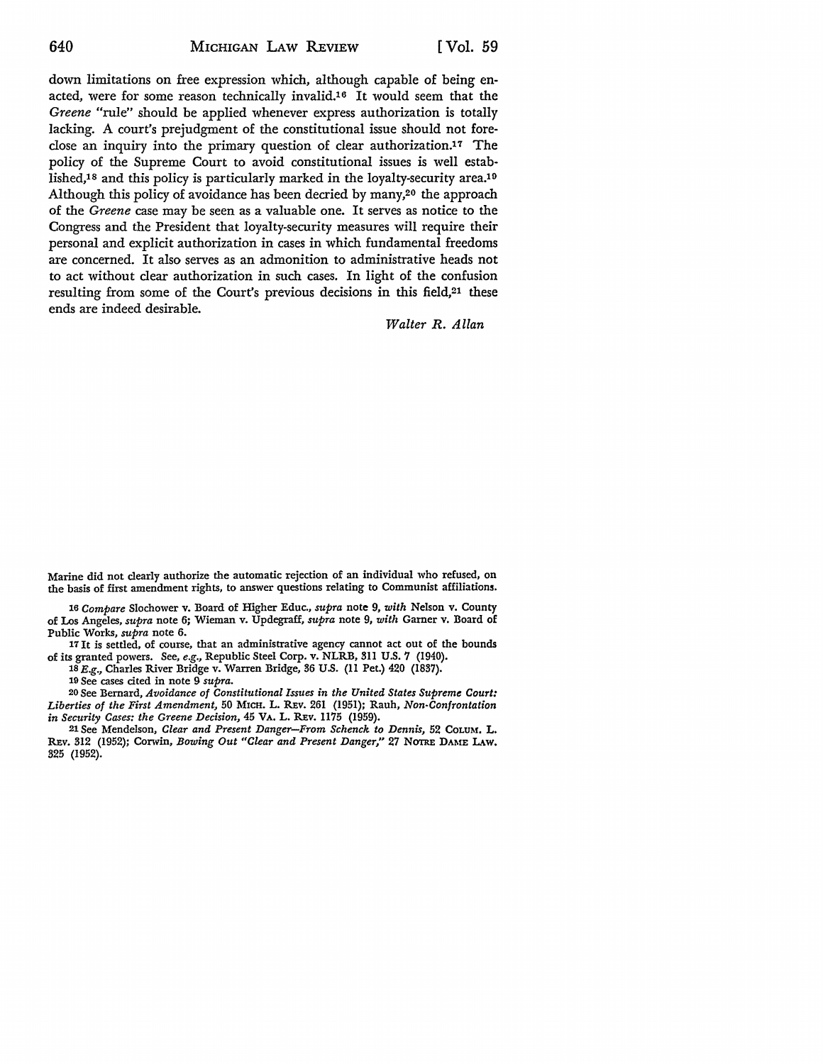down limitations on free expression which, although capable of being enacted, were for some reason technically invalid.[16] It would seem that the *Greene* "rule" should be applied whenever express authorization is totally lacking. A court's prejudgment of the constitutional issue should not foreclose an inquiry into the primary question of clear authorization.[17] The policy of the Supreme Court to avoid constitutional issues is well established,[18] and this policy is particularly marked in the loyalty-security area.[19] Although this policy of avoidance has been decried by many,[20] the approach of the *Greene* case may be seen as a valuable one. It serves as notice to the Congress and the President that loyalty-security measures will require their personal and explicit authorization in cases in which fundamental freedoms are concerned. It also serves as an admonition to administrative heads not to act without clear authorization in such cases. In light of the confusion resulting from some of the Court's previous decisions in this field,[21] these ends are indeed desirable.

*Walter R. Allan*

---

Marine did not clearly authorize the automatic rejection of an individual who refused, on the basis of first amendment rights, to answer questions relating to Communist affiliations.

[16] *Compare* Slochower v. Board of Higher Educ., *supra* note 9, *with* Nelson v. County of Los Angeles, *supra* note 6; Wieman v. Updegraff, *supra* note 9, *with* Garner v. Board of Public Works, *supra* note 6.

[17] It is settled, of course, that an administrative agency cannot act out of the bounds of its granted powers. See, *e.g.*, Republic Steel Corp. v. NLRB, 311 U.S. 7 (1940).

[18] *E.g.*, Charles River Bridge v. Warren Bridge, 36 U.S. (11 Pet.) 420 (1837).

[19] See cases cited in note 9 *supra*.

[20] See Bernard, *Avoidance of Constitutional Issues in the United States Supreme Court: Liberties of the First Amendment*, 50 MICH. L. REV. 261 (1951); Rauh, *Non-Confrontation in Security Cases: the Greene Decision*, 45 VA. L. REV. 1175 (1959).

[21] See Mendelson, *Clear and Present Danger—From Schenck to Dennis*, 52 COLUM. L. REV. 312 (1952); Corwin, *Bowing Out "Clear and Present Danger,"* 27 NOTRE DAME LAW. 325 (1952).